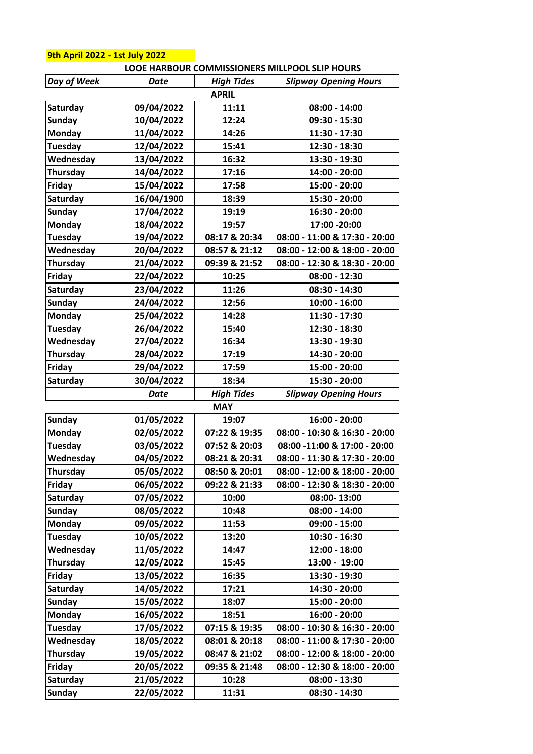**9th April 2022 - 1st July 2022**

**LOOE HARBOUR COMMISSIONERS MILLPOOL SLIP HOURS**

| *Day of Week* | *Date* | *High Tides* | *Slipway Opening Hours* |
|---|---|---|---|
| | | **APRIL** | |
| **Saturday** | **09/04/2022** | **11:11** | **08:00 - 14:00** |
| **Sunday** | **10/04/2022** | **12:24** | **09:30 - 15:30** |
| **Monday** | **11/04/2022** | **14:26** | **11:30 - 17:30** |
| **Tuesday** | **12/04/2022** | **15:41** | **12:30 - 18:30** |
| **Wednesday** | **13/04/2022** | **16:32** | **13:30 - 19:30** |
| **Thursday** | **14/04/2022** | **17:16** | **14:00 - 20:00** |
| **Friday** | **15/04/2022** | **17:58** | **15:00 - 20:00** |
| **Saturday** | **16/04/1900** | **18:39** | **15:30 - 20:00** |
| **Sunday** | **17/04/2022** | **19:19** | **16:30 - 20:00** |
| **Monday** | **18/04/2022** | **19:57** | **17:00 -20:00** |
| **Tuesday** | **19/04/2022** | **08:17 & 20:34** | **08:00 - 11:00 & 17:30 - 20:00** |
| **Wednesday** | **20/04/2022** | **08:57 & 21:12** | **08:00 - 12:00 & 18:00 - 20:00** |
| **Thursday** | **21/04/2022** | **09:39 & 21:52** | **08:00 - 12:30 & 18:30 - 20:00** |
| **Friday** | **22/04/2022** | **10:25** | **08:00 - 12:30** |
| **Saturday** | **23/04/2022** | **11:26** | **08:30 - 14:30** |
| **Sunday** | **24/04/2022** | **12:56** | **10:00 - 16:00** |
| **Monday** | **25/04/2022** | **14:28** | **11:30 - 17:30** |
| **Tuesday** | **26/04/2022** | **15:40** | **12:30 - 18:30** |
| **Wednesday** | **27/04/2022** | **16:34** | **13:30 - 19:30** |
| **Thursday** | **28/04/2022** | **17:19** | **14:30 - 20:00** |
| **Friday** | **29/04/2022** | **17:59** | **15:00 - 20:00** |
| **Saturday** | **30/04/2022** | **18:34** | **15:30 - 20:00** |
| | *Date* | *High Tides* | *Slipway Opening Hours* |
| | | **MAY** | |
| **Sunday** | **01/05/2022** | **19:07** | **16:00 - 20:00** |
| **Monday** | **02/05/2022** | **07:22 & 19:35** | **08:00 - 10:30 & 16:30 - 20:00** |
| **Tuesday** | **03/05/2022** | **07:52 & 20:03** | **08:00 -11:00 & 17:00 - 20:00** |
| **Wednesday** | **04/05/2022** | **08:21 & 20:31** | **08:00 - 11:30 & 17:30 - 20:00** |
| **Thursday** | **05/05/2022** | **08:50 & 20:01** | **08:00 - 12:00 & 18:00 - 20:00** |
| **Friday** | **06/05/2022** | **09:22 & 21:33** | **08:00 - 12:30 & 18:30 - 20:00** |
| **Saturday** | **07/05/2022** | **10:00** | **08:00- 13:00** |
| **Sunday** | **08/05/2022** | **10:48** | **08:00 - 14:00** |
| **Monday** | **09/05/2022** | **11:53** | **09:00 - 15:00** |
| **Tuesday** | **10/05/2022** | **13:20** | **10:30 - 16:30** |
| **Wednesday** | **11/05/2022** | **14:47** | **12:00 - 18:00** |
| **Thursday** | **12/05/2022** | **15:45** | **13:00 - 19:00** |
| **Friday** | **13/05/2022** | **16:35** | **13:30 - 19:30** |
| **Saturday** | **14/05/2022** | **17:21** | **14:30 - 20:00** |
| **Sunday** | **15/05/2022** | **18:07** | **15:00 - 20:00** |
| **Monday** | **16/05/2022** | **18:51** | **16:00 - 20:00** |
| **Tuesday** | **17/05/2022** | **07:15 & 19:35** | **08:00 - 10:30 & 16:30 - 20:00** |
| **Wednesday** | **18/05/2022** | **08:01 & 20:18** | **08:00 - 11:00 & 17:30 - 20:00** |
| **Thursday** | **19/05/2022** | **08:47 & 21:02** | **08:00 - 12:00 & 18:00 - 20:00** |
| **Friday** | **20/05/2022** | **09:35 & 21:48** | **08:00 - 12:30 & 18:00 - 20:00** |
| **Saturday** | **21/05/2022** | **10:28** | **08:00 - 13:30** |
| **Sunday** | **22/05/2022** | **11:31** | **08:30 - 14:30** |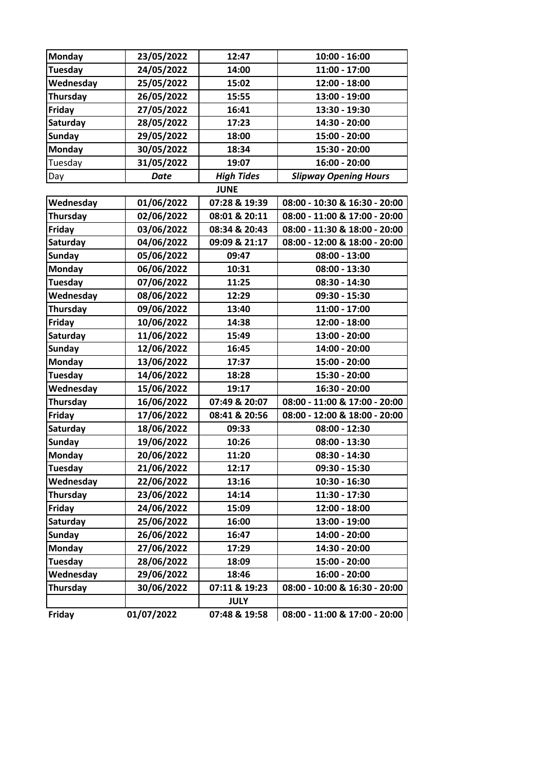| | | | |
|---|---|---|---|
| **Monday** | **23/05/2022** | **12:47** | **10:00 - 16:00** |
| **Tuesday** | **24/05/2022** | **14:00** | **11:00 - 17:00** |
| **Wednesday** | **25/05/2022** | **15:02** | **12:00 - 18:00** |
| **Thursday** | **26/05/2022** | **15:55** | **13:00 - 19:00** |
| **Friday** | **27/05/2022** | **16:41** | **13:30 - 19:30** |
| **Saturday** | **28/05/2022** | **17:23** | **14:30 - 20:00** |
| **Sunday** | **29/05/2022** | **18:00** | **15:00 - 20:00** |
| **Monday** | **30/05/2022** | **18:34** | **15:30 - 20:00** |
| Tuesday | **31/05/2022** | **19:07** | **16:00 - 20:00** |
| Day | ***Date*** | ***High Tides*** | ***Slipway Opening Hours*** |
| | | **JUNE** | |
| **Wednesday** | **01/06/2022** | **07:28 & 19:39** | **08:00 - 10:30 & 16:30 - 20:00** |
| **Thursday** | **02/06/2022** | **08:01 & 20:11** | **08:00 - 11:00 & 17:00 - 20:00** |
| **Friday** | **03/06/2022** | **08:34 & 20:43** | **08:00 - 11:30 & 18:00 - 20:00** |
| **Saturday** | **04/06/2022** | **09:09 & 21:17** | **08:00 - 12:00 & 18:00 - 20:00** |
| **Sunday** | **05/06/2022** | **09:47** | **08:00 - 13:00** |
| **Monday** | **06/06/2022** | **10:31** | **08:00 - 13:30** |
| **Tuesday** | **07/06/2022** | **11:25** | **08:30 - 14:30** |
| **Wednesday** | **08/06/2022** | **12:29** | **09:30 - 15:30** |
| **Thursday** | **09/06/2022** | **13:40** | **11:00 - 17:00** |
| **Friday** | **10/06/2022** | **14:38** | **12:00 - 18:00** |
| **Saturday** | **11/06/2022** | **15:49** | **13:00 - 20:00** |
| **Sunday** | **12/06/2022** | **16:45** | **14:00 - 20:00** |
| **Monday** | **13/06/2022** | **17:37** | **15:00 - 20:00** |
| **Tuesday** | **14/06/2022** | **18:28** | **15:30 - 20:00** |
| **Wednesday** | **15/06/2022** | **19:17** | **16:30 - 20:00** |
| **Thursday** | **16/06/2022** | **07:49 & 20:07** | **08:00 - 11:00 & 17:00 - 20:00** |
| **Friday** | **17/06/2022** | **08:41 & 20:56** | **08:00 - 12:00 & 18:00 - 20:00** |
| **Saturday** | **18/06/2022** | **09:33** | **08:00 - 12:30** |
| **Sunday** | **19/06/2022** | **10:26** | **08:00 - 13:30** |
| **Monday** | **20/06/2022** | **11:20** | **08:30 - 14:30** |
| **Tuesday** | **21/06/2022** | **12:17** | **09:30 - 15:30** |
| **Wednesday** | **22/06/2022** | **13:16** | **10:30 - 16:30** |
| **Thursday** | **23/06/2022** | **14:14** | **11:30 - 17:30** |
| **Friday** | **24/06/2022** | **15:09** | **12:00 - 18:00** |
| **Saturday** | **25/06/2022** | **16:00** | **13:00 - 19:00** |
| **Sunday** | **26/06/2022** | **16:47** | **14:00 - 20:00** |
| **Monday** | **27/06/2022** | **17:29** | **14:30 - 20:00** |
| **Tuesday** | **28/06/2022** | **18:09** | **15:00 - 20:00** |
| **Wednesday** | **29/06/2022** | **18:46** | **16:00 - 20:00** |
| **Thursday** | **30/06/2022** | **07:11 & 19:23** | **08:00 - 10:00 & 16:30 - 20:00** |
| | | **JULY** | |
| **Friday** | **01/07/2022** | **07:48 & 19:58** | **08:00 - 11:00 & 17:00 - 20:00** |